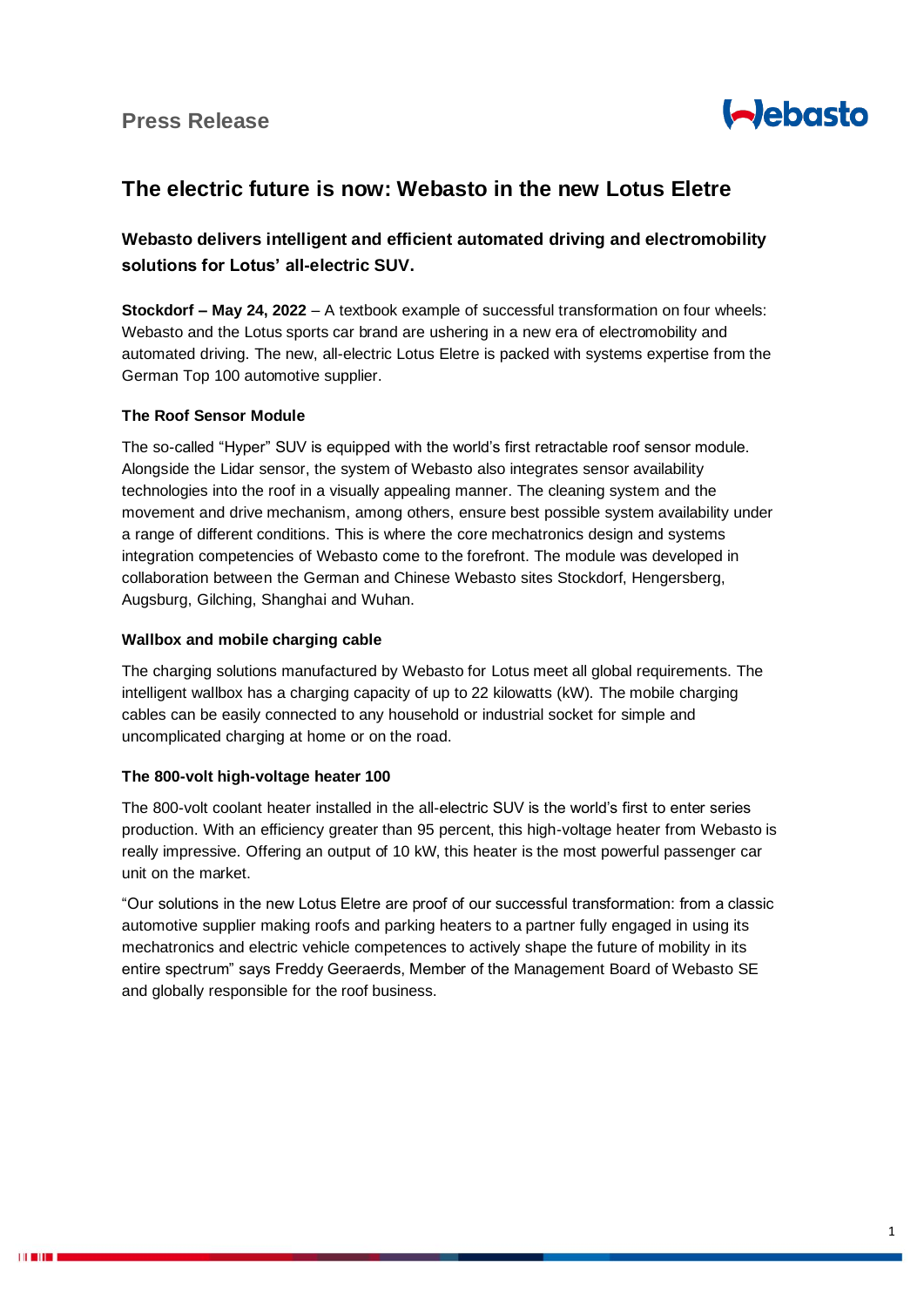Press Release

# The electric future is now: Webasto in the new Lotus Eletre

## Webasto delivers intelligent and efficient automated driving and electromobility solutions for Lotus' all-electric SUV.

**Stockdorf – May 24, 2022** – A textbook example of successful transformation on four wheels: Webasto and the Lotus sports car brand are ushering in a new era of electromobility and automated driving. The new, all-electric Lotus Eletre is packed with systems expertise from the German Top 100 automotive supplier.

### The Roof Sensor Module

The so-called "Hyper" SUV is equipped with the world's first retractable roof sensor module. Alongside the Lidar sensor, the system of Webasto also integrates sensor availability technologies into the roof in a visually appealing manner. The cleaning system and the movement and drive mechanism, among others, ensure best possible system availability under a range of different conditions. This is where the core mechatronics design and systems integration competencies of Webasto come to the forefront. The module was developed in collaboration between the German and Chinese Webasto sites Stockdorf, Hengersberg, Augsburg, Gilching, Shanghai and Wuhan.

### Wallbox and mobile charging cable

The charging solutions manufactured by Webasto for Lotus meet all global requirements. The intelligent wallbox has a charging capacity of up to 22 kilowatts (kW). The mobile charging cables can be easily connected to any household or industrial socket for simple and uncomplicated charging at home or on the road.

### The 800-volt high-voltage heater 100

The 800-volt coolant heater installed in the all-electric SUV is the world's first to enter series production. With an efficiency greater than 95 percent, this high-voltage heater from Webasto is really impressive. Offering an output of 10 kW, this heater is the most powerful passenger car unit on the market.

"Our solutions in the new Lotus Eletre are proof of our successful transformation: from a classic automotive supplier making roofs and parking heaters to a partner fully engaged in using its mechatronics and electric vehicle competences to actively shape the future of mobility in its entire spectrum" says Freddy Geeraerds, Member of the Management Board of Webasto SE and globally responsible for the roof business.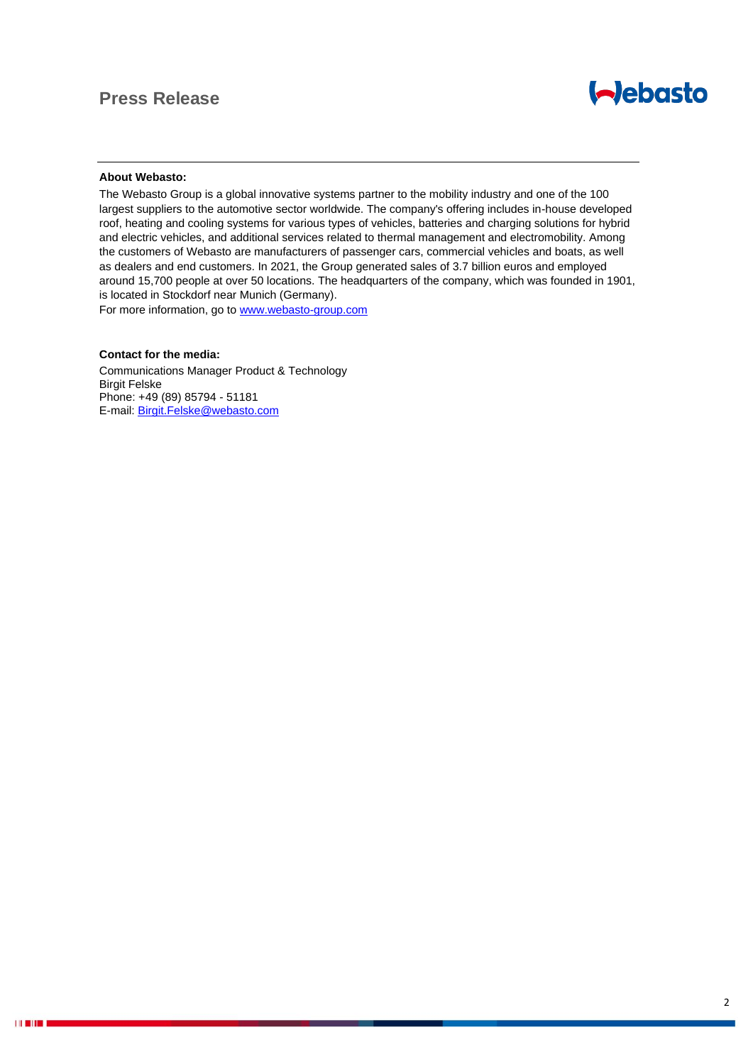**About Webasto:**

The Webasto Group is a global innovative systems partner to the mobility industry and one of the 100 largest suppliers to the automotive sector worldwide. The company's offering includes in-house developed roof, heating and cooling systems for various types of vehicles, batteries and charging solutions for hybrid and electric vehicles, and additional services related to thermal management and electromobility. Among the customers of Webasto are manufacturers of passenger cars, commercial vehicles and boats, as well as dealers and end customers. In 2021, the Group generated sales of 3.7 billion euros and employed around 15,700 people at over 50 locations. The headquarters of the company, which was founded in 1901, is located in Stockdorf near Munich (Germany).
For more information, go to [www.webasto-group.com](http://www.webasto-group.com)

**Contact for the media:**

Communications Manager Product & Technology
Birgit Felske
Phone: +49 (89) 85794 - 51181
E-mail: [Birgit.Felske@webasto.com](mailto:Birgit.Felske@webasto.com)